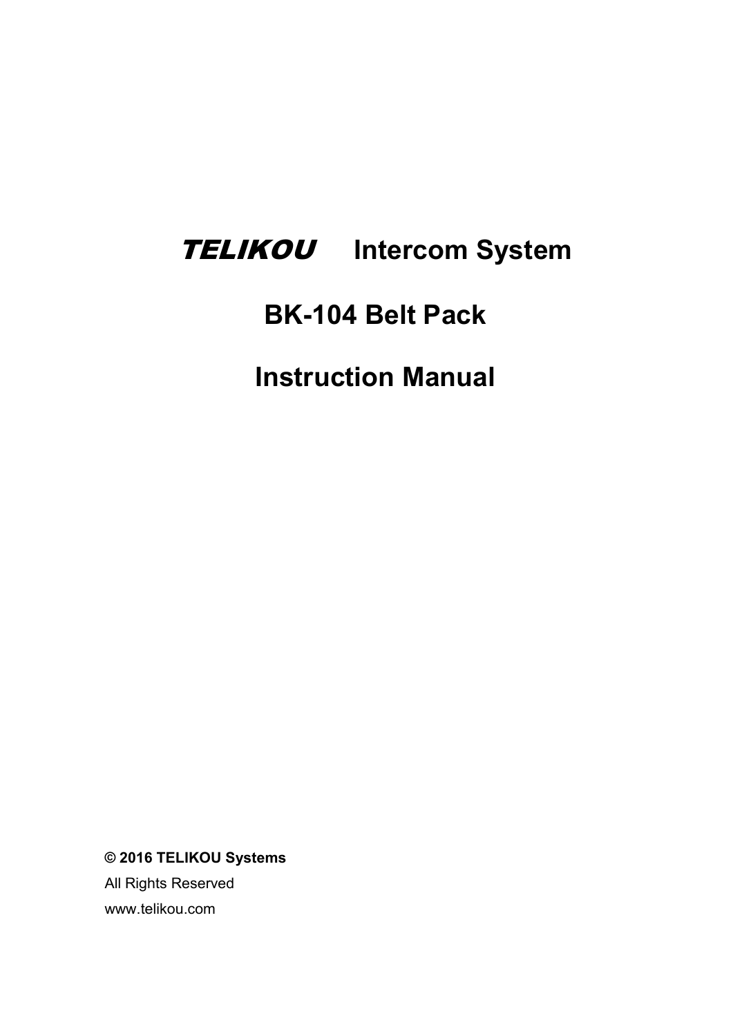# *TELIKOU* Intercom System

# BK-104 Belt Pack

# Instruction Manual

**© 2016 TELIKOU Systems**

All Rights Reserved

www.telikou.com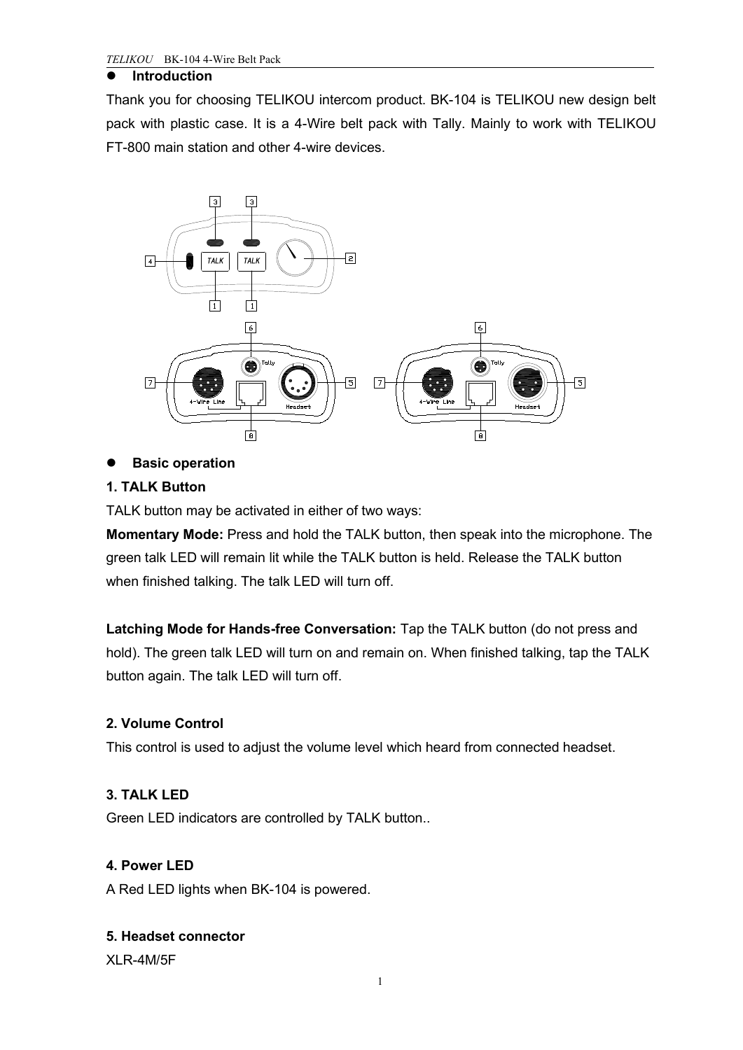- **Introduction**

Thank you for choosing TELIKOU intercom product. BK-104 is TELIKOU new design belt pack with plastic case. It is a 4-Wire belt pack with Tally. Mainly to work with TELIKOU FT-800 main station and other 4-wire devices.

- **Basic operation**

**1. TALK Button**

TALK button may be activated in either of two ways:

**Momentary Mode:** Press and hold the TALK button, then speak into the microphone. The green talk LED will remain lit while the TALK button is held. Release the TALK button when finished talking. The talk LED will turn off.

**Latching Mode for Hands-free Conversation:** Tap the TALK button (do not press and hold). The green talk LED will turn on and remain on. When finished talking, tap the TALK button again. The talk LED will turn off.

**2. Volume Control**

This control is used to adjust the volume level which heard from connected headset.

**3. TALK LED**

Green LED indicators are controlled by TALK button..

**4. Power LED**

A Red LED lights when BK-104 is powered.

**5. Headset connector**

XLR-4M/5F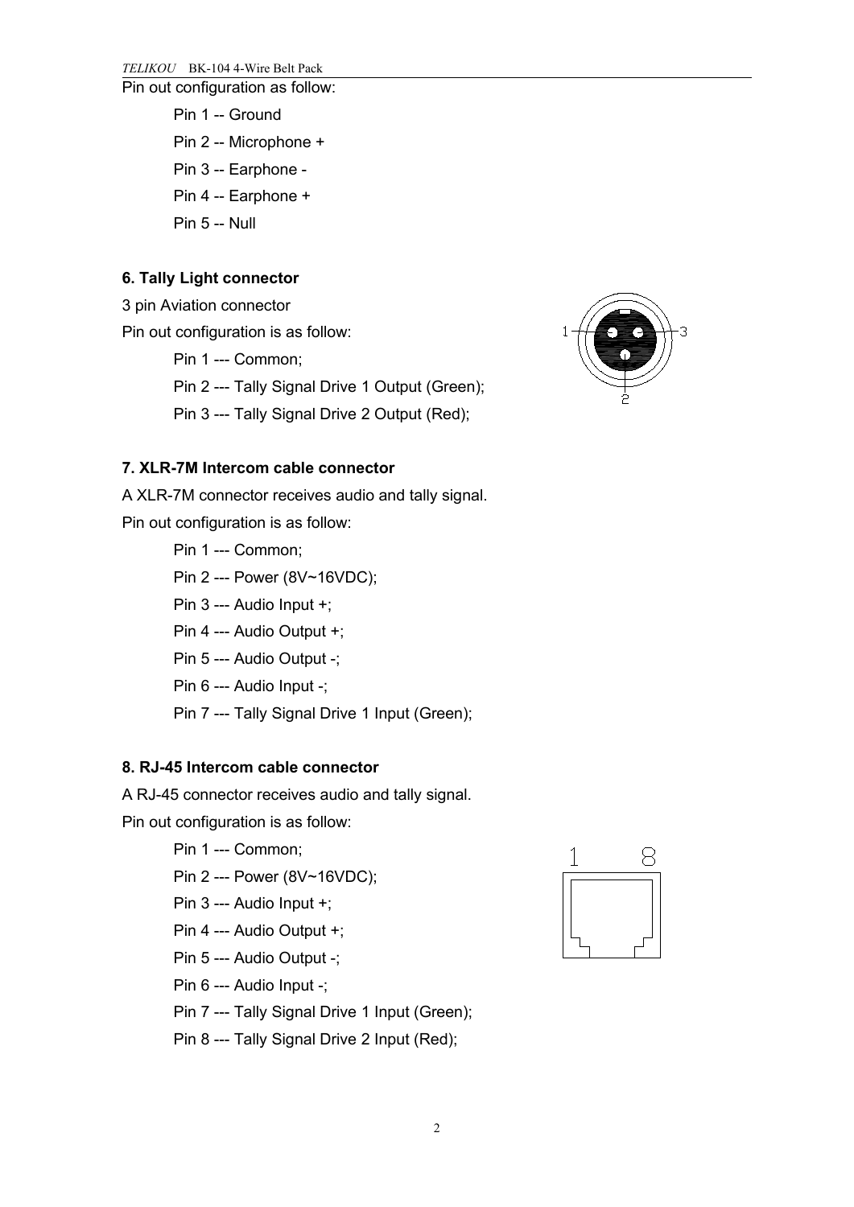Pin out configuration as follow:

Pin 1 -- Ground

Pin 2 -- Microphone +

Pin 3 -- Earphone -

Pin 4 -- Earphone +

Pin 5 -- Null

### 6. Tally Light connector

3 pin Aviation connector

Pin out configuration is as follow:

Pin 1 --- Common;

Pin 2 --- Tally Signal Drive 1 Output (Green);

Pin 3 --- Tally Signal Drive 2 Output (Red);

### 7. XLR-7M Intercom cable connector

A XLR-7M connector receives audio and tally signal.

Pin out configuration is as follow:

Pin 1 --- Common;

Pin 2 --- Power (8V~16VDC);

Pin 3 --- Audio Input +;

Pin 4 --- Audio Output +;

Pin 5 --- Audio Output -;

Pin 6 --- Audio Input -;

Pin 7 --- Tally Signal Drive 1 Input (Green);

### 8. RJ-45 Intercom cable connector

A RJ-45 connector receives audio and tally signal.

Pin out configuration is as follow:

Pin 1 --- Common;

Pin 2 --- Power (8V~16VDC);

Pin 3 --- Audio Input +;

Pin 4 --- Audio Output +;

Pin 5 --- Audio Output -;

Pin 6 --- Audio Input -;

Pin 7 --- Tally Signal Drive 1 Input (Green);

Pin 8 --- Tally Signal Drive 2 Input (Red);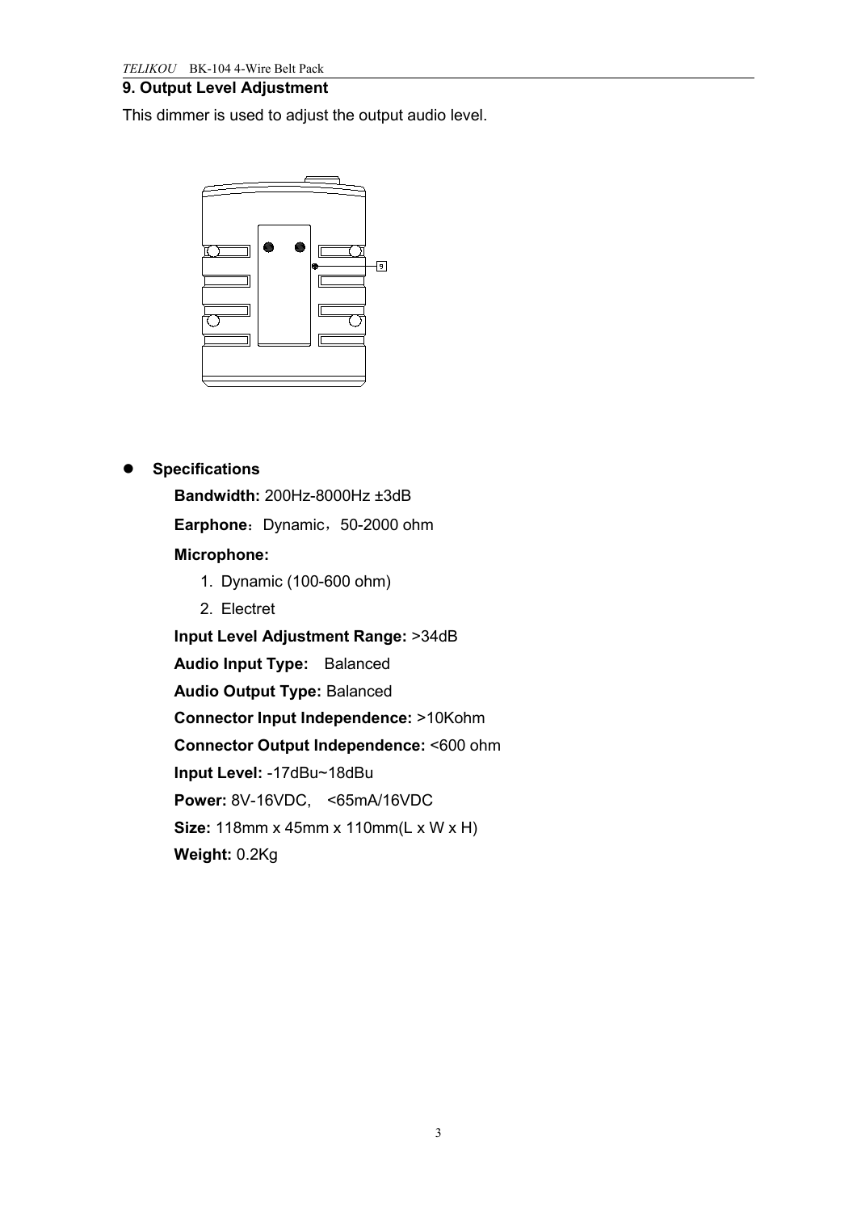## 9. Output Level Adjustment

This dimmer is used to adjust the output audio level.

9

- **Specifications**

  **Bandwidth:** 200Hz-8000Hz ±3dB

  **Earphone**：Dynamic，50-2000 ohm

  **Microphone:**

  1. Dynamic (100-600 ohm)
  2. Electret

  **Input Level Adjustment Range:** >34dB

  **Audio Input Type:** Balanced

  **Audio Output Type:** Balanced

  **Connector Input Independence:** >10Kohm

  **Connector Output Independence:** <600 ohm

  **Input Level:** -17dBu~18dBu

  **Power:** 8V-16VDC, <65mA/16VDC

  **Size:** 118mm x 45mm x 110mm(L x W x H)

  **Weight:** 0.2Kg